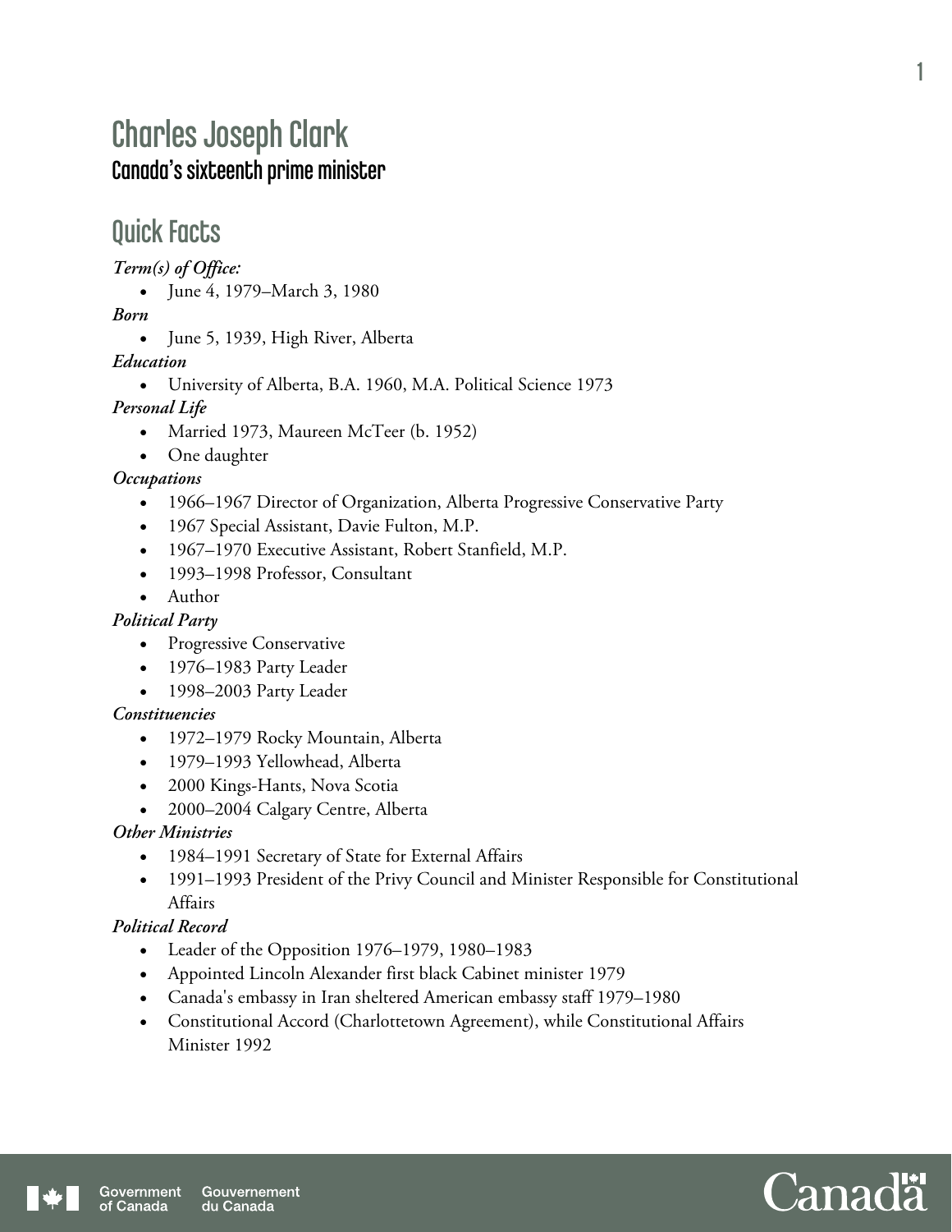# Charles Joseph Clark

### Canada's sixteenth prime minister

## Quick Facts

***Term(s) of Office:***

- June 4, 1979–March 3, 1980

***Born***

- June 5, 1939, High River, Alberta

***Education***

- University of Alberta, B.A. 1960, M.A. Political Science 1973

***Personal Life***

- Married 1973, Maureen McTeer (b. 1952)
- One daughter

***Occupations***

- 1966–1967 Director of Organization, Alberta Progressive Conservative Party
- 1967 Special Assistant, Davie Fulton, M.P.
- 1967–1970 Executive Assistant, Robert Stanfield, M.P.
- 1993–1998 Professor, Consultant
- Author

***Political Party***

- Progressive Conservative
- 1976–1983 Party Leader
- 1998–2003 Party Leader

***Constituencies***

- 1972–1979 Rocky Mountain, Alberta
- 1979–1993 Yellowhead, Alberta
- 2000 Kings-Hants, Nova Scotia
- 2000–2004 Calgary Centre, Alberta

***Other Ministries***

- 1984–1991 Secretary of State for External Affairs
- 1991–1993 President of the Privy Council and Minister Responsible for Constitutional Affairs

***Political Record***

- Leader of the Opposition 1976–1979, 1980–1983
- Appointed Lincoln Alexander first black Cabinet minister 1979
- Canada's embassy in Iran sheltered American embassy staff 1979–1980
- Constitutional Accord (Charlottetown Agreement), while Constitutional Affairs Minister 1992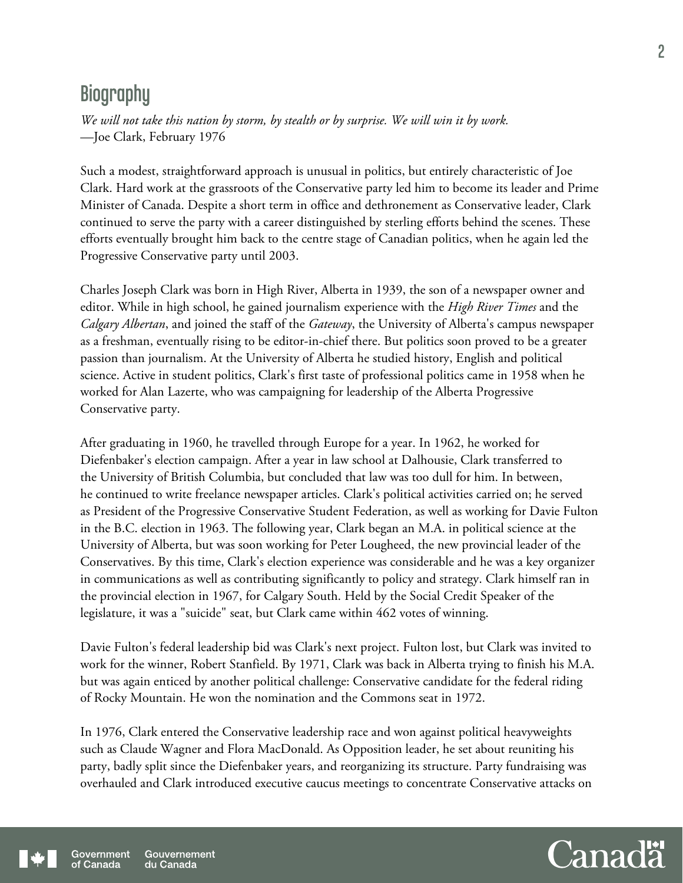## Biography

*We will not take this nation by storm, by stealth or by surprise. We will win it by work.*
—Joe Clark, February 1976

Such a modest, straightforward approach is unusual in politics, but entirely characteristic of Joe Clark. Hard work at the grassroots of the Conservative party led him to become its leader and Prime Minister of Canada. Despite a short term in office and dethronement as Conservative leader, Clark continued to serve the party with a career distinguished by sterling efforts behind the scenes. These efforts eventually brought him back to the centre stage of Canadian politics, when he again led the Progressive Conservative party until 2003.

Charles Joseph Clark was born in High River, Alberta in 1939, the son of a newspaper owner and editor. While in high school, he gained journalism experience with the *High River Times* and the *Calgary Albertan*, and joined the staff of the *Gateway*, the University of Alberta's campus newspaper as a freshman, eventually rising to be editor-in-chief there. But politics soon proved to be a greater passion than journalism. At the University of Alberta he studied history, English and political science. Active in student politics, Clark's first taste of professional politics came in 1958 when he worked for Alan Lazerte, who was campaigning for leadership of the Alberta Progressive Conservative party.

After graduating in 1960, he travelled through Europe for a year. In 1962, he worked for Diefenbaker's election campaign. After a year in law school at Dalhousie, Clark transferred to the University of British Columbia, but concluded that law was too dull for him. In between, he continued to write freelance newspaper articles. Clark's political activities carried on; he served as President of the Progressive Conservative Student Federation, as well as working for Davie Fulton in the B.C. election in 1963. The following year, Clark began an M.A. in political science at the University of Alberta, but was soon working for Peter Lougheed, the new provincial leader of the Conservatives. By this time, Clark's election experience was considerable and he was a key organizer in communications as well as contributing significantly to policy and strategy. Clark himself ran in the provincial election in 1967, for Calgary South. Held by the Social Credit Speaker of the legislature, it was a "suicide" seat, but Clark came within 462 votes of winning.

Davie Fulton's federal leadership bid was Clark's next project. Fulton lost, but Clark was invited to work for the winner, Robert Stanfield. By 1971, Clark was back in Alberta trying to finish his M.A. but was again enticed by another political challenge: Conservative candidate for the federal riding of Rocky Mountain. He won the nomination and the Commons seat in 1972.

In 1976, Clark entered the Conservative leadership race and won against political heavyweights such as Claude Wagner and Flora MacDonald. As Opposition leader, he set about reuniting his party, badly split since the Diefenbaker years, and reorganizing its structure. Party fundraising was overhauled and Clark introduced executive caucus meetings to concentrate Conservative attacks on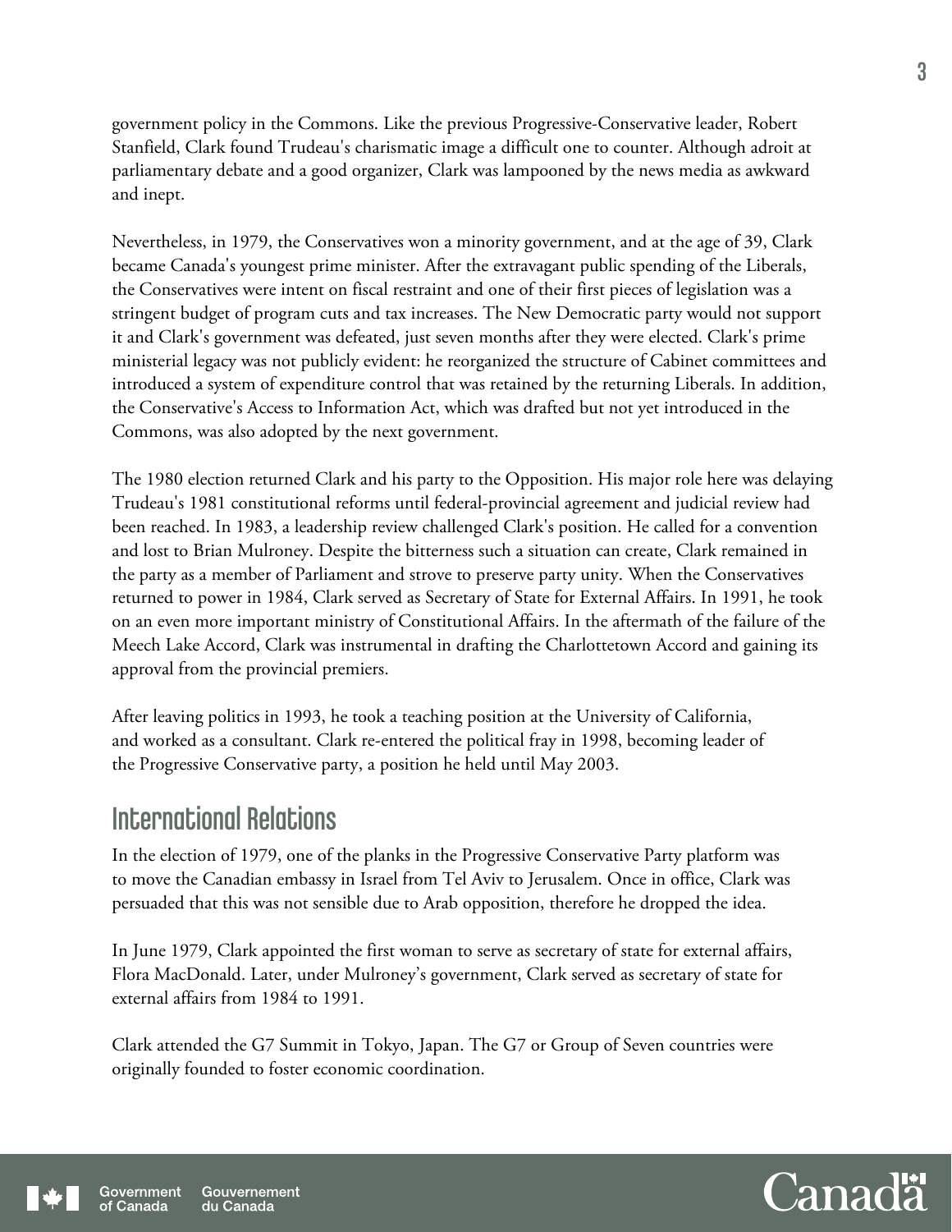government policy in the Commons. Like the previous Progressive-Conservative leader, Robert Stanfield, Clark found Trudeau's charismatic image a difficult one to counter. Although adroit at parliamentary debate and a good organizer, Clark was lampooned by the news media as awkward and inept.

Nevertheless, in 1979, the Conservatives won a minority government, and at the age of 39, Clark became Canada's youngest prime minister. After the extravagant public spending of the Liberals, the Conservatives were intent on fiscal restraint and one of their first pieces of legislation was a stringent budget of program cuts and tax increases. The New Democratic party would not support it and Clark's government was defeated, just seven months after they were elected. Clark's prime ministerial legacy was not publicly evident: he reorganized the structure of Cabinet committees and introduced a system of expenditure control that was retained by the returning Liberals. In addition, the Conservative's Access to Information Act, which was drafted but not yet introduced in the Commons, was also adopted by the next government.

The 1980 election returned Clark and his party to the Opposition. His major role here was delaying Trudeau's 1981 constitutional reforms until federal-provincial agreement and judicial review had been reached. In 1983, a leadership review challenged Clark's position. He called for a convention and lost to Brian Mulroney. Despite the bitterness such a situation can create, Clark remained in the party as a member of Parliament and strove to preserve party unity. When the Conservatives returned to power in 1984, Clark served as Secretary of State for External Affairs. In 1991, he took on an even more important ministry of Constitutional Affairs. In the aftermath of the failure of the Meech Lake Accord, Clark was instrumental in drafting the Charlottetown Accord and gaining its approval from the provincial premiers.

After leaving politics in 1993, he took a teaching position at the University of California, and worked as a consultant. Clark re-entered the political fray in 1998, becoming leader of the Progressive Conservative party, a position he held until May 2003.

## International Relations

In the election of 1979, one of the planks in the Progressive Conservative Party platform was to move the Canadian embassy in Israel from Tel Aviv to Jerusalem. Once in office, Clark was persuaded that this was not sensible due to Arab opposition, therefore he dropped the idea.

In June 1979, Clark appointed the first woman to serve as secretary of state for external affairs, Flora MacDonald. Later, under Mulroney's government, Clark served as secretary of state for external affairs from 1984 to 1991.

Clark attended the G7 Summit in Tokyo, Japan. The G7 or Group of Seven countries were originally founded to foster economic coordination.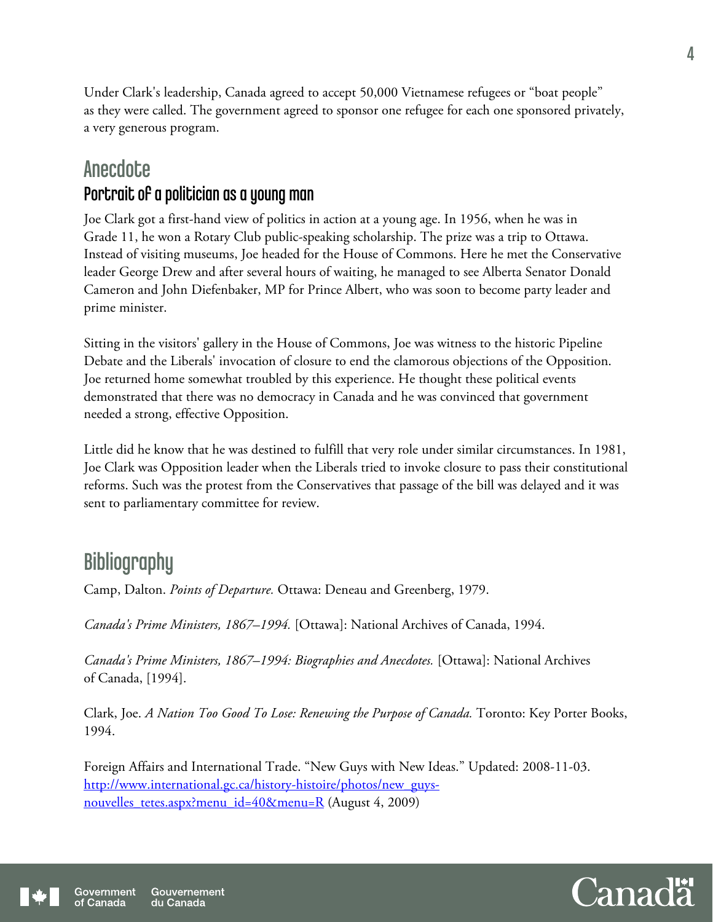Under Clark's leadership, Canada agreed to accept 50,000 Vietnamese refugees or “boat people” as they were called. The government agreed to sponsor one refugee for each one sponsored privately, a very generous program.

## Anecdote

### Portrait of a politician as a young man

Joe Clark got a first-hand view of politics in action at a young age. In 1956, when he was in Grade 11, he won a Rotary Club public-speaking scholarship. The prize was a trip to Ottawa. Instead of visiting museums, Joe headed for the House of Commons. Here he met the Conservative leader George Drew and after several hours of waiting, he managed to see Alberta Senator Donald Cameron and John Diefenbaker, MP for Prince Albert, who was soon to become party leader and prime minister.

Sitting in the visitors' gallery in the House of Commons, Joe was witness to the historic Pipeline Debate and the Liberals' invocation of closure to end the clamorous objections of the Opposition. Joe returned home somewhat troubled by this experience. He thought these political events demonstrated that there was no democracy in Canada and he was convinced that government needed a strong, effective Opposition.

Little did he know that he was destined to fulfill that very role under similar circumstances. In 1981, Joe Clark was Opposition leader when the Liberals tried to invoke closure to pass their constitutional reforms. Such was the protest from the Conservatives that passage of the bill was delayed and it was sent to parliamentary committee for review.

## Bibliography

Camp, Dalton. *Points of Departure.* Ottawa: Deneau and Greenberg, 1979.

*Canada's Prime Ministers, 1867–1994.* [Ottawa]: National Archives of Canada, 1994.

*Canada's Prime Ministers, 1867–1994: Biographies and Anecdotes.* [Ottawa]: National Archives of Canada, [1994].

Clark, Joe. *A Nation Too Good To Lose: Renewing the Purpose of Canada.* Toronto: Key Porter Books, 1994.

Foreign Affairs and International Trade. “New Guys with New Ideas.” Updated: 2008-11-03. [http://www.international.gc.ca/history-histoire/photos/new_guys-nouvelles_tetes.aspx?menu_id=40&menu=R](http://www.international.gc.ca/history-histoire/photos/new_guys-nouvelles_tetes.aspx?menu_id=40&menu=R) (August 4, 2009)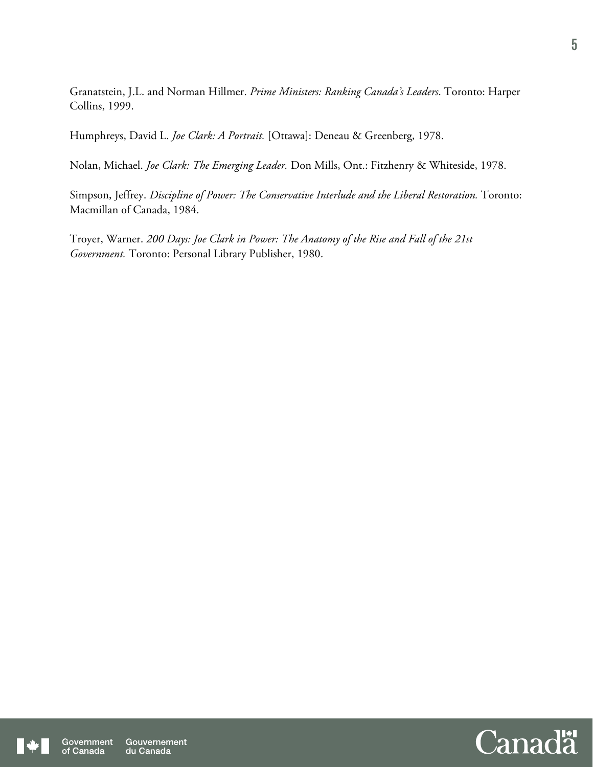Granatstein, J.L. and Norman Hillmer. *Prime Ministers: Ranking Canada's Leaders*. Toronto: Harper Collins, 1999.

Humphreys, David L. *Joe Clark: A Portrait.* [Ottawa]: Deneau & Greenberg, 1978.

Nolan, Michael. *Joe Clark: The Emerging Leader.* Don Mills, Ont.: Fitzhenry & Whiteside, 1978.

Simpson, Jeffrey. *Discipline of Power: The Conservative Interlude and the Liberal Restoration.* Toronto: Macmillan of Canada, 1984.

Troyer, Warner. *200 Days: Joe Clark in Power: The Anatomy of the Rise and Fall of the 21st Government.* Toronto: Personal Library Publisher, 1980.